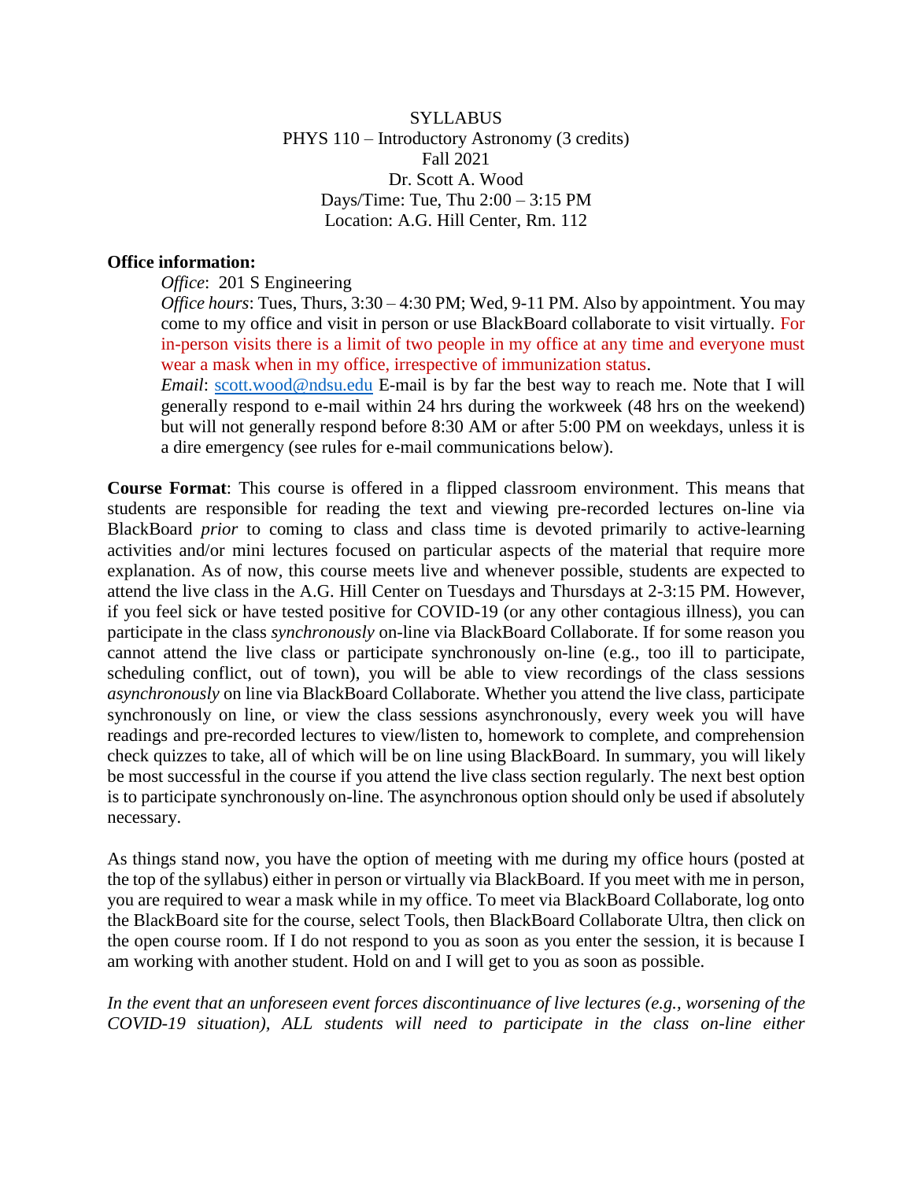SYLLABUS
PHYS 110 – Introductory Astronomy (3 credits)
Fall 2021
Dr. Scott A. Wood
Days/Time: Tue, Thu 2:00 – 3:15 PM
Location: A.G. Hill Center, Rm. 112

**Office information:**

*Office*: 201 S Engineering

*Office hours*: Tues, Thurs, 3:30 – 4:30 PM; Wed, 9-11 PM. Also by appointment. You may come to my office and visit in person or use BlackBoard collaborate to visit virtually. For in-person visits there is a limit of two people in my office at any time and everyone must wear a mask when in my office, irrespective of immunization status.

*Email*: scott.wood@ndsu.edu E-mail is by far the best way to reach me. Note that I will generally respond to e-mail within 24 hrs during the workweek (48 hrs on the weekend) but will not generally respond before 8:30 AM or after 5:00 PM on weekdays, unless it is a dire emergency (see rules for e-mail communications below).

**Course Format**: This course is offered in a flipped classroom environment. This means that students are responsible for reading the text and viewing pre-recorded lectures on-line via BlackBoard *prior* to coming to class and class time is devoted primarily to active-learning activities and/or mini lectures focused on particular aspects of the material that require more explanation. As of now, this course meets live and whenever possible, students are expected to attend the live class in the A.G. Hill Center on Tuesdays and Thursdays at 2-3:15 PM. However, if you feel sick or have tested positive for COVID-19 (or any other contagious illness), you can participate in the class *synchronously* on-line via BlackBoard Collaborate. If for some reason you cannot attend the live class or participate synchronously on-line (e.g., too ill to participate, scheduling conflict, out of town), you will be able to view recordings of the class sessions *asynchronously* on line via BlackBoard Collaborate. Whether you attend the live class, participate synchronously on line, or view the class sessions asynchronously, every week you will have readings and pre-recorded lectures to view/listen to, homework to complete, and comprehension check quizzes to take, all of which will be on line using BlackBoard. In summary, you will likely be most successful in the course if you attend the live class section regularly. The next best option is to participate synchronously on-line. The asynchronous option should only be used if absolutely necessary.

As things stand now, you have the option of meeting with me during my office hours (posted at the top of the syllabus) either in person or virtually via BlackBoard. If you meet with me in person, you are required to wear a mask while in my office. To meet via BlackBoard Collaborate, log onto the BlackBoard site for the course, select Tools, then BlackBoard Collaborate Ultra, then click on the open course room. If I do not respond to you as soon as you enter the session, it is because I am working with another student. Hold on and I will get to you as soon as possible.

*In the event that an unforeseen event forces discontinuance of live lectures (e.g., worsening of the COVID-19 situation), ALL students will need to participate in the class on-line either*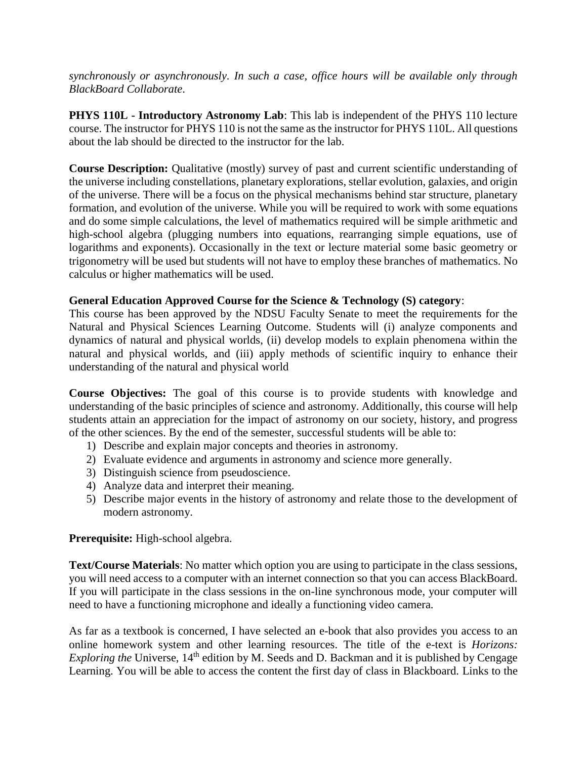*synchronously or asynchronously. In such a case, office hours will be available only through BlackBoard Collaborate.*

**PHYS 110L - Introductory Astronomy Lab**: This lab is independent of the PHYS 110 lecture course. The instructor for PHYS 110 is not the same as the instructor for PHYS 110L. All questions about the lab should be directed to the instructor for the lab.

**Course Description:** Qualitative (mostly) survey of past and current scientific understanding of the universe including constellations, planetary explorations, stellar evolution, galaxies, and origin of the universe. There will be a focus on the physical mechanisms behind star structure, planetary formation, and evolution of the universe. While you will be required to work with some equations and do some simple calculations, the level of mathematics required will be simple arithmetic and high-school algebra (plugging numbers into equations, rearranging simple equations, use of logarithms and exponents). Occasionally in the text or lecture material some basic geometry or trigonometry will be used but students will not have to employ these branches of mathematics. No calculus or higher mathematics will be used.

**General Education Approved Course for the Science & Technology (S) category**:
This course has been approved by the NDSU Faculty Senate to meet the requirements for the Natural and Physical Sciences Learning Outcome. Students will (i) analyze components and dynamics of natural and physical worlds, (ii) develop models to explain phenomena within the natural and physical worlds, and (iii) apply methods of scientific inquiry to enhance their understanding of the natural and physical world

**Course Objectives:** The goal of this course is to provide students with knowledge and understanding of the basic principles of science and astronomy. Additionally, this course will help students attain an appreciation for the impact of astronomy on our society, history, and progress of the other sciences. By the end of the semester, successful students will be able to:

1) Describe and explain major concepts and theories in astronomy.
2) Evaluate evidence and arguments in astronomy and science more generally.
3) Distinguish science from pseudoscience.
4) Analyze data and interpret their meaning.
5) Describe major events in the history of astronomy and relate those to the development of modern astronomy.

**Prerequisite:** High-school algebra.

**Text/Course Materials**: No matter which option you are using to participate in the class sessions, you will need access to a computer with an internet connection so that you can access BlackBoard. If you will participate in the class sessions in the on-line synchronous mode, your computer will need to have a functioning microphone and ideally a functioning video camera.

As far as a textbook is concerned, I have selected an e-book that also provides you access to an online homework system and other learning resources. The title of the e-text is *Horizons: Exploring the* Universe, 14th edition by M. Seeds and D. Backman and it is published by Cengage Learning. You will be able to access the content the first day of class in Blackboard. Links to the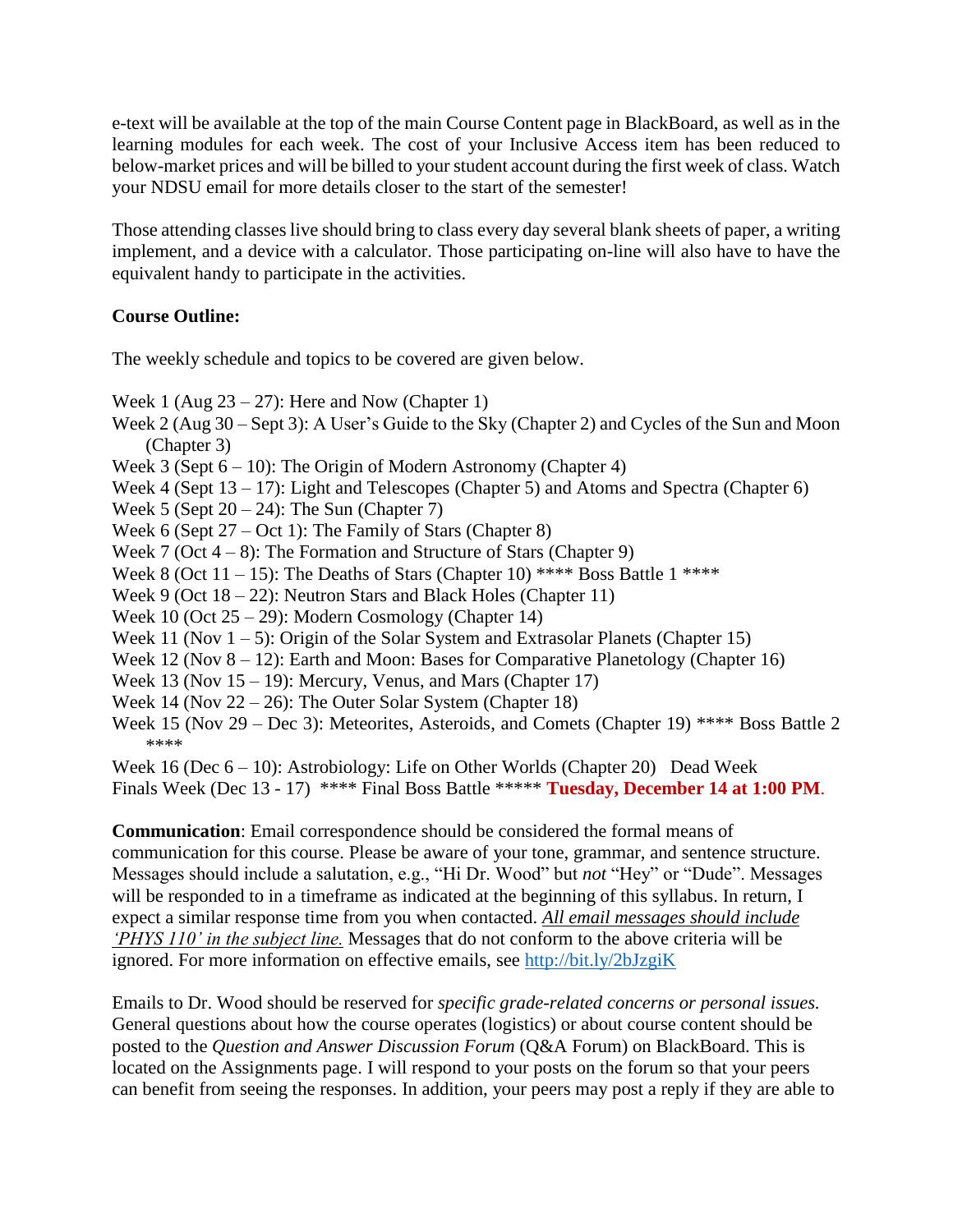e-text will be available at the top of the main Course Content page in BlackBoard, as well as in the learning modules for each week. The cost of your Inclusive Access item has been reduced to below-market prices and will be billed to your student account during the first week of class. Watch your NDSU email for more details closer to the start of the semester!

Those attending classes live should bring to class every day several blank sheets of paper, a writing implement, and a device with a calculator. Those participating on-line will also have to have the equivalent handy to participate in the activities.

**Course Outline:**

The weekly schedule and topics to be covered are given below.

Week 1 (Aug 23 – 27): Here and Now (Chapter 1)
Week 2 (Aug 30 – Sept 3): A User's Guide to the Sky (Chapter 2) and Cycles of the Sun and Moon (Chapter 3)
Week 3 (Sept 6 – 10): The Origin of Modern Astronomy (Chapter 4)
Week 4 (Sept 13 – 17): Light and Telescopes (Chapter 5) and Atoms and Spectra (Chapter 6)
Week 5 (Sept 20 – 24): The Sun (Chapter 7)
Week 6 (Sept 27 – Oct 1): The Family of Stars (Chapter 8)
Week 7 (Oct 4 – 8): The Formation and Structure of Stars (Chapter 9)
Week 8 (Oct 11 – 15): The Deaths of Stars (Chapter 10) **** Boss Battle 1 ****
Week 9 (Oct 18 – 22): Neutron Stars and Black Holes (Chapter 11)
Week 10 (Oct 25 – 29): Modern Cosmology (Chapter 14)
Week 11 (Nov 1 – 5): Origin of the Solar System and Extrasolar Planets (Chapter 15)
Week 12 (Nov 8 – 12): Earth and Moon: Bases for Comparative Planetology (Chapter 16)
Week 13 (Nov 15 – 19): Mercury, Venus, and Mars (Chapter 17)
Week 14 (Nov 22 – 26): The Outer Solar System (Chapter 18)
Week 15 (Nov 29 – Dec 3): Meteorites, Asteroids, and Comets (Chapter 19) **** Boss Battle 2 ****
Week 16 (Dec 6 – 10): Astrobiology: Life on Other Worlds (Chapter 20) Dead Week
Finals Week (Dec 13 - 17) **** Final Boss Battle ***** **Tuesday, December 14 at 1:00 PM**.

**Communication**: Email correspondence should be considered the formal means of communication for this course. Please be aware of your tone, grammar, and sentence structure. Messages should include a salutation, e.g., "Hi Dr. Wood" but *not* "Hey" or "Dude". Messages will be responded to in a timeframe as indicated at the beginning of this syllabus. In return, I expect a similar response time from you when contacted. *All email messages should include 'PHYS 110' in the subject line.* Messages that do not conform to the above criteria will be ignored. For more information on effective emails, see http://bit.ly/2bJzgiK

Emails to Dr. Wood should be reserved for *specific grade-related concerns or personal issues.* General questions about how the course operates (logistics) or about course content should be posted to the *Question and Answer Discussion Forum* (Q&A Forum) on BlackBoard. This is located on the Assignments page. I will respond to your posts on the forum so that your peers can benefit from seeing the responses. In addition, your peers may post a reply if they are able to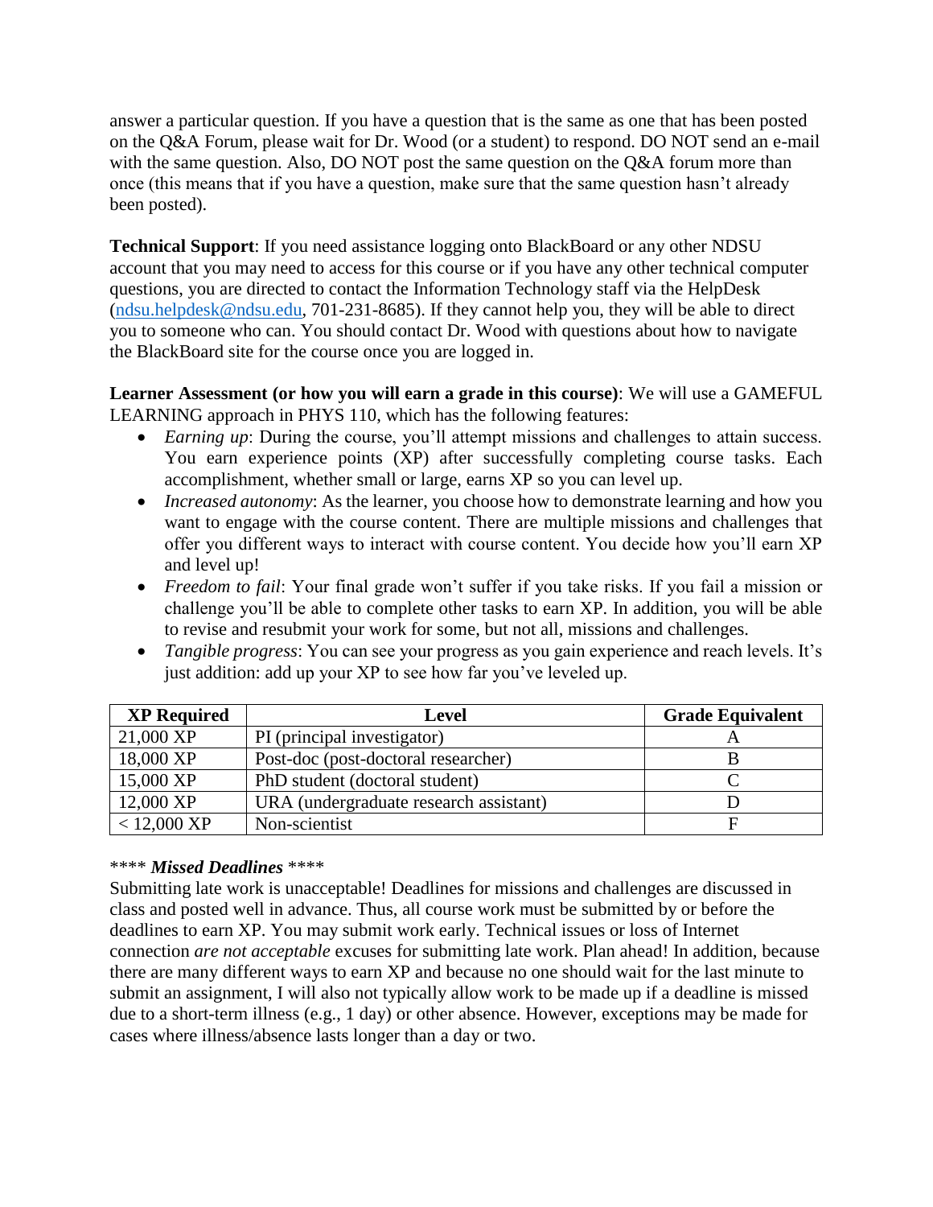answer a particular question. If you have a question that is the same as one that has been posted on the Q&A Forum, please wait for Dr. Wood (or a student) to respond. DO NOT send an e-mail with the same question. Also, DO NOT post the same question on the Q&A forum more than once (this means that if you have a question, make sure that the same question hasn't already been posted).

**Technical Support**: If you need assistance logging onto BlackBoard or any other NDSU account that you may need to access for this course or if you have any other technical computer questions, you are directed to contact the Information Technology staff via the HelpDesk (ndsu.helpdesk@ndsu.edu, 701-231-8685). If they cannot help you, they will be able to direct you to someone who can. You should contact Dr. Wood with questions about how to navigate the BlackBoard site for the course once you are logged in.

**Learner Assessment (or how you will earn a grade in this course)**: We will use a GAMEFUL LEARNING approach in PHYS 110, which has the following features:

- *Earning up*: During the course, you'll attempt missions and challenges to attain success. You earn experience points (XP) after successfully completing course tasks. Each accomplishment, whether small or large, earns XP so you can level up.
- *Increased autonomy*: As the learner, you choose how to demonstrate learning and how you want to engage with the course content. There are multiple missions and challenges that offer you different ways to interact with course content. You decide how you'll earn XP and level up!
- *Freedom to fail*: Your final grade won't suffer if you take risks. If you fail a mission or challenge you'll be able to complete other tasks to earn XP. In addition, you will be able to revise and resubmit your work for some, but not all, missions and challenges.
- *Tangible progress*: You can see your progress as you gain experience and reach levels. It's just addition: add up your XP to see how far you've leveled up.

| XP Required | Level | Grade Equivalent |
|---|---|---|
| 21,000 XP | PI (principal investigator) | A |
| 18,000 XP | Post-doc (post-doctoral researcher) | B |
| 15,000 XP | PhD student (doctoral student) | C |
| 12,000 XP | URA (undergraduate research assistant) | D |
| < 12,000 XP | Non-scientist | F |

**** ***Missed Deadlines*** ****

Submitting late work is unacceptable! Deadlines for missions and challenges are discussed in class and posted well in advance. Thus, all course work must be submitted by or before the deadlines to earn XP. You may submit work early. Technical issues or loss of Internet connection *are not acceptable* excuses for submitting late work. Plan ahead! In addition, because there are many different ways to earn XP and because no one should wait for the last minute to submit an assignment, I will also not typically allow work to be made up if a deadline is missed due to a short-term illness (e.g., 1 day) or other absence. However, exceptions may be made for cases where illness/absence lasts longer than a day or two.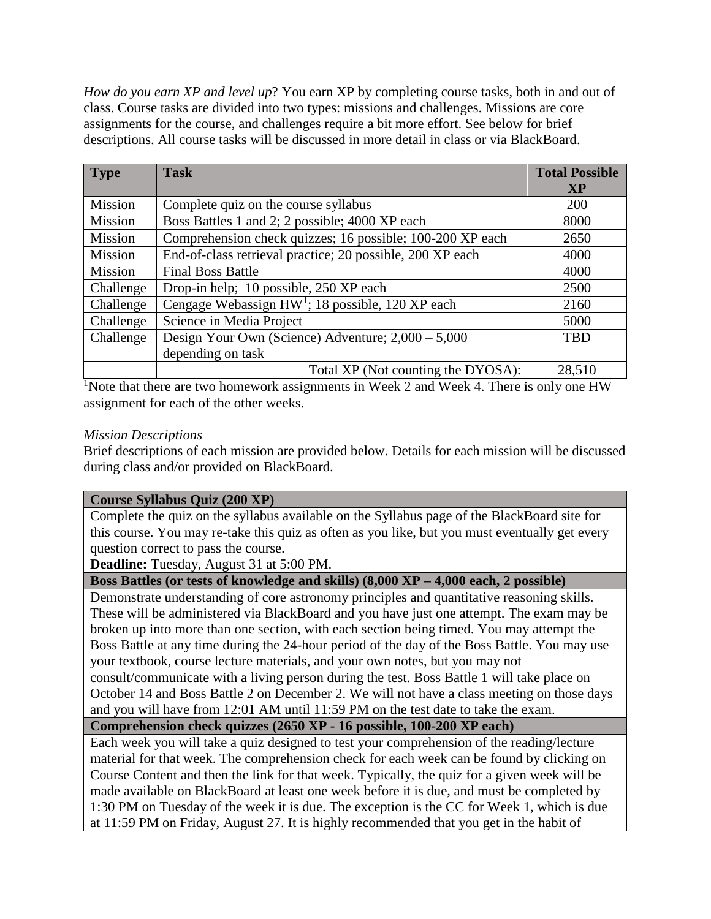*How do you earn XP and level up*? You earn XP by completing course tasks, both in and out of class. Course tasks are divided into two types: missions and challenges. Missions are core assignments for the course, and challenges require a bit more effort. See below for brief descriptions. All course tasks will be discussed in more detail in class or via BlackBoard.

| **Type** | **Task** | **Total Possible XP** |
|---|---|---|
| Mission | Complete quiz on the course syllabus | 200 |
| Mission | Boss Battles 1 and 2; 2 possible; 4000 XP each | 8000 |
| Mission | Comprehension check quizzes; 16 possible; 100-200 XP each | 2650 |
| Mission | End-of-class retrieval practice; 20 possible, 200 XP each | 4000 |
| Mission | Final Boss Battle | 4000 |
| Challenge | Drop-in help; 10 possible, 250 XP each | 2500 |
| Challenge | Cengage Webassign HW[1]; 18 possible, 120 XP each | 2160 |
| Challenge | Science in Media Project | 5000 |
| Challenge | Design Your Own (Science) Adventure; 2,000 – 5,000 depending on task | TBD |
| | Total XP (Not counting the DYOSA): | 28,510 |

[1]Note that there are two homework assignments in Week 2 and Week 4. There is only one HW assignment for each of the other weeks.

*Mission Descriptions*

Brief descriptions of each mission are provided below. Details for each mission will be discussed during class and/or provided on BlackBoard.

**Course Syllabus Quiz (200 XP)**

Complete the quiz on the syllabus available on the Syllabus page of the BlackBoard site for this course. You may re-take this quiz as often as you like, but you must eventually get every question correct to pass the course.

**Deadline:** Tuesday, August 31 at 5:00 PM.

**Boss Battles (or tests of knowledge and skills) (8,000 XP – 4,000 each, 2 possible)**

Demonstrate understanding of core astronomy principles and quantitative reasoning skills. These will be administered via BlackBoard and you have just one attempt. The exam may be broken up into more than one section, with each section being timed. You may attempt the Boss Battle at any time during the 24-hour period of the day of the Boss Battle. You may use your textbook, course lecture materials, and your own notes, but you may not consult/communicate with a living person during the test. Boss Battle 1 will take place on October 14 and Boss Battle 2 on December 2. We will not have a class meeting on those days and you will have from 12:01 AM until 11:59 PM on the test date to take the exam.

**Comprehension check quizzes (2650 XP - 16 possible, 100-200 XP each)**

Each week you will take a quiz designed to test your comprehension of the reading/lecture material for that week. The comprehension check for each week can be found by clicking on Course Content and then the link for that week. Typically, the quiz for a given week will be made available on BlackBoard at least one week before it is due, and must be completed by 1:30 PM on Tuesday of the week it is due. The exception is the CC for Week 1, which is due at 11:59 PM on Friday, August 27. It is highly recommended that you get in the habit of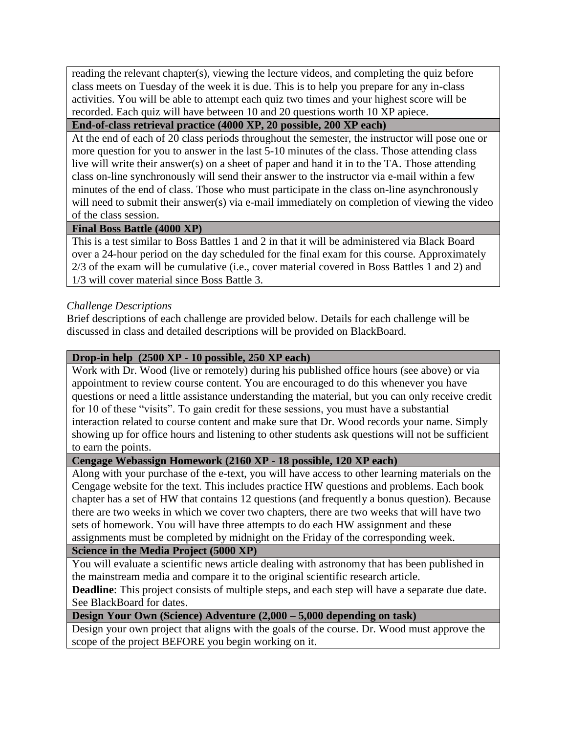reading the relevant chapter(s), viewing the lecture videos, and completing the quiz before class meets on Tuesday of the week it is due. This is to help you prepare for any in-class activities. You will be able to attempt each quiz two times and your highest score will be recorded. Each quiz will have between 10 and 20 questions worth 10 XP apiece.

**End-of-class retrieval practice (4000 XP, 20 possible, 200 XP each)**

At the end of each of 20 class periods throughout the semester, the instructor will pose one or more question for you to answer in the last 5-10 minutes of the class. Those attending class live will write their answer(s) on a sheet of paper and hand it in to the TA. Those attending class on-line synchronously will send their answer to the instructor via e-mail within a few minutes of the end of class. Those who must participate in the class on-line asynchronously will need to submit their answer(s) via e-mail immediately on completion of viewing the video of the class session.

**Final Boss Battle (4000 XP)**

This is a test similar to Boss Battles 1 and 2 in that it will be administered via Black Board over a 24-hour period on the day scheduled for the final exam for this course. Approximately 2/3 of the exam will be cumulative (i.e., cover material covered in Boss Battles 1 and 2) and 1/3 will cover material since Boss Battle 3.

*Challenge Descriptions*

Brief descriptions of each challenge are provided below. Details for each challenge will be discussed in class and detailed descriptions will be provided on BlackBoard.

**Drop-in help (2500 XP - 10 possible, 250 XP each)**

Work with Dr. Wood (live or remotely) during his published office hours (see above) or via appointment to review course content. You are encouraged to do this whenever you have questions or need a little assistance understanding the material, but you can only receive credit for 10 of these "visits". To gain credit for these sessions, you must have a substantial interaction related to course content and make sure that Dr. Wood records your name. Simply showing up for office hours and listening to other students ask questions will not be sufficient to earn the points.

**Cengage Webassign Homework (2160 XP - 18 possible, 120 XP each)**

Along with your purchase of the e-text, you will have access to other learning materials on the Cengage website for the text. This includes practice HW questions and problems. Each book chapter has a set of HW that contains 12 questions (and frequently a bonus question). Because there are two weeks in which we cover two chapters, there are two weeks that will have two sets of homework. You will have three attempts to do each HW assignment and these assignments must be completed by midnight on the Friday of the corresponding week.

**Science in the Media Project (5000 XP)**

You will evaluate a scientific news article dealing with astronomy that has been published in the mainstream media and compare it to the original scientific research article.

**Deadline**: This project consists of multiple steps, and each step will have a separate due date. See BlackBoard for dates.

**Design Your Own (Science) Adventure (2,000 – 5,000 depending on task)**

Design your own project that aligns with the goals of the course. Dr. Wood must approve the scope of the project BEFORE you begin working on it.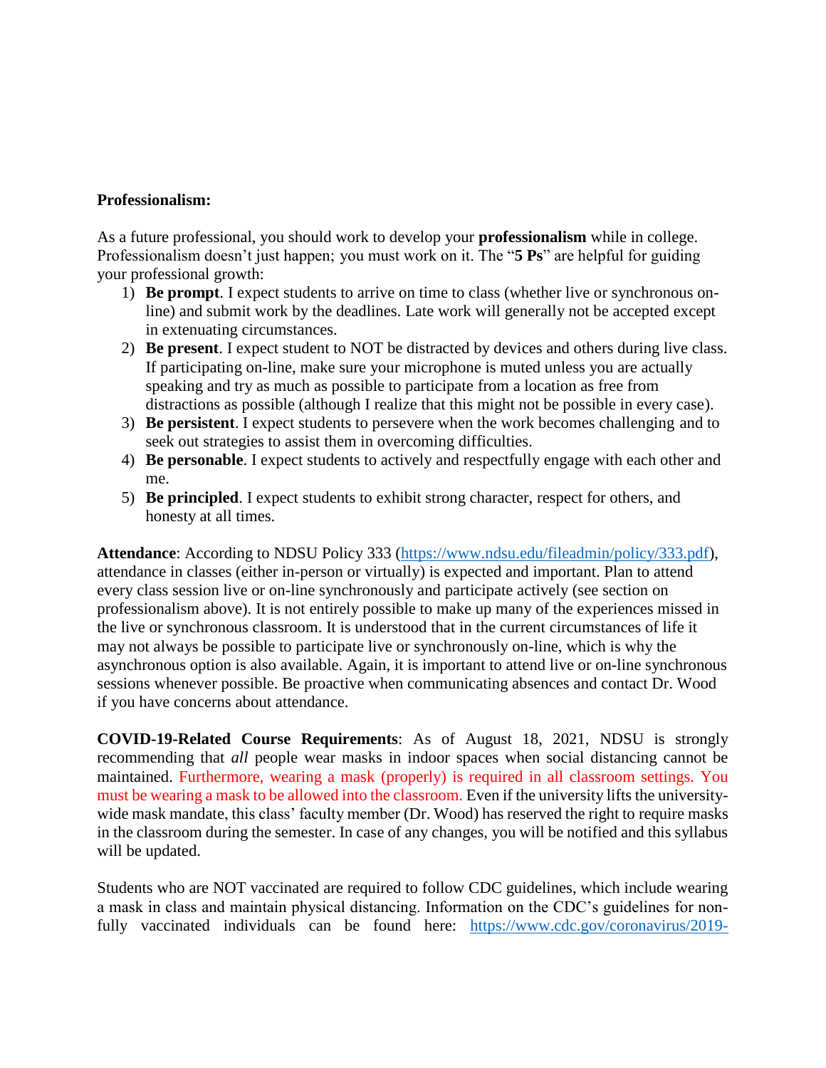**Professionalism:**

As a future professional, you should work to develop your **professionalism** while in college. Professionalism doesn't just happen; you must work on it. The "**5 Ps**" are helpful for guiding your professional growth:

1) **Be prompt**. I expect students to arrive on time to class (whether live or synchronous on-line) and submit work by the deadlines. Late work will generally not be accepted except in extenuating circumstances.
2) **Be present**. I expect student to NOT be distracted by devices and others during live class. If participating on-line, make sure your microphone is muted unless you are actually speaking and try as much as possible to participate from a location as free from distractions as possible (although I realize that this might not be possible in every case).
3) **Be persistent**. I expect students to persevere when the work becomes challenging and to seek out strategies to assist them in overcoming difficulties.
4) **Be personable**. I expect students to actively and respectfully engage with each other and me.
5) **Be principled**. I expect students to exhibit strong character, respect for others, and honesty at all times.

**Attendance**: According to NDSU Policy 333 (https://www.ndsu.edu/fileadmin/policy/333.pdf), attendance in classes (either in-person or virtually) is expected and important. Plan to attend every class session live or on-line synchronously and participate actively (see section on professionalism above). It is not entirely possible to make up many of the experiences missed in the live or synchronous classroom. It is understood that in the current circumstances of life it may not always be possible to participate live or synchronously on-line, which is why the asynchronous option is also available. Again, it is important to attend live or on-line synchronous sessions whenever possible. Be proactive when communicating absences and contact Dr. Wood if you have concerns about attendance.

**COVID-19-Related Course Requirements**: As of August 18, 2021, NDSU is strongly recommending that *all* people wear masks in indoor spaces when social distancing cannot be maintained. Furthermore, wearing a mask (properly) is required in all classroom settings. You must be wearing a mask to be allowed into the classroom. Even if the university lifts the university-wide mask mandate, this class' faculty member (Dr. Wood) has reserved the right to require masks in the classroom during the semester. In case of any changes, you will be notified and this syllabus will be updated.

Students who are NOT vaccinated are required to follow CDC guidelines, which include wearing a mask in class and maintain physical distancing. Information on the CDC's guidelines for non-fully vaccinated individuals can be found here: https://www.cdc.gov/coronavirus/2019-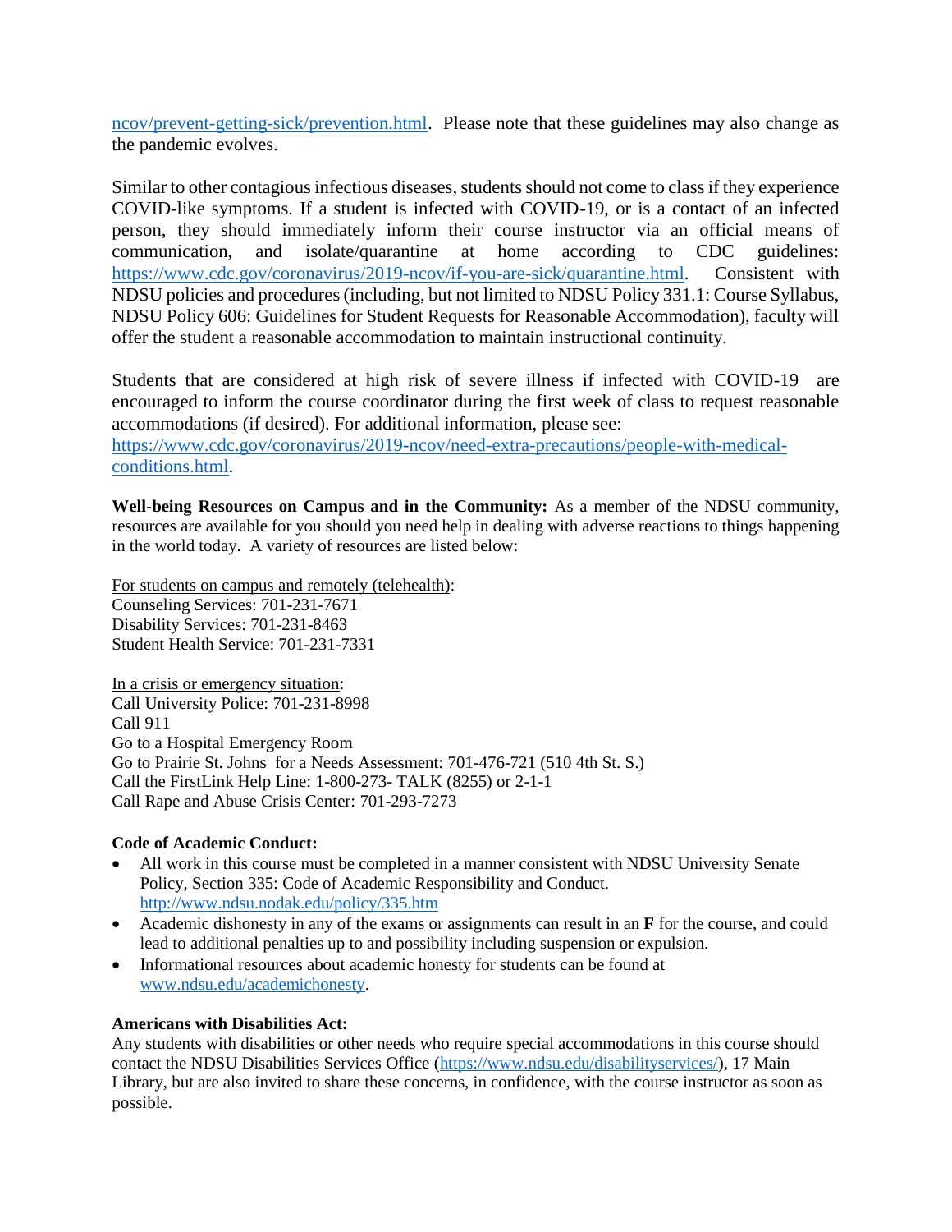ncov/prevent-getting-sick/prevention.html. Please note that these guidelines may also change as the pandemic evolves.

Similar to other contagious infectious diseases, students should not come to class if they experience COVID-like symptoms. If a student is infected with COVID-19, or is a contact of an infected person, they should immediately inform their course instructor via an official means of communication, and isolate/quarantine at home according to CDC guidelines: https://www.cdc.gov/coronavirus/2019-ncov/if-you-are-sick/quarantine.html. Consistent with NDSU policies and procedures (including, but not limited to NDSU Policy 331.1: Course Syllabus, NDSU Policy 606: Guidelines for Student Requests for Reasonable Accommodation), faculty will offer the student a reasonable accommodation to maintain instructional continuity.

Students that are considered at high risk of severe illness if infected with COVID-19 are encouraged to inform the course coordinator during the first week of class to request reasonable accommodations (if desired). For additional information, please see: https://www.cdc.gov/coronavirus/2019-ncov/need-extra-precautions/people-with-medical-conditions.html.

**Well-being Resources on Campus and in the Community:** As a member of the NDSU community, resources are available for you should you need help in dealing with adverse reactions to things happening in the world today. A variety of resources are listed below:

For students on campus and remotely (telehealth):
Counseling Services: 701-231-7671
Disability Services: 701-231-8463
Student Health Service: 701-231-7331

In a crisis or emergency situation:
Call University Police: 701-231-8998
Call 911
Go to a Hospital Emergency Room
Go to Prairie St. Johns for a Needs Assessment: 701-476-721 (510 4th St. S.)
Call the FirstLink Help Line: 1-800-273- TALK (8255) or 2-1-1
Call Rape and Abuse Crisis Center: 701-293-7273

**Code of Academic Conduct:**

- All work in this course must be completed in a manner consistent with NDSU University Senate Policy, Section 335: Code of Academic Responsibility and Conduct. http://www.ndsu.nodak.edu/policy/335.htm
- Academic dishonesty in any of the exams or assignments can result in an **F** for the course, and could lead to additional penalties up to and possibility including suspension or expulsion.
- Informational resources about academic honesty for students can be found at www.ndsu.edu/academichonesty.

**Americans with Disabilities Act:**
Any students with disabilities or other needs who require special accommodations in this course should contact the NDSU Disabilities Services Office (https://www.ndsu.edu/disabilityservices/), 17 Main Library, but are also invited to share these concerns, in confidence, with the course instructor as soon as possible.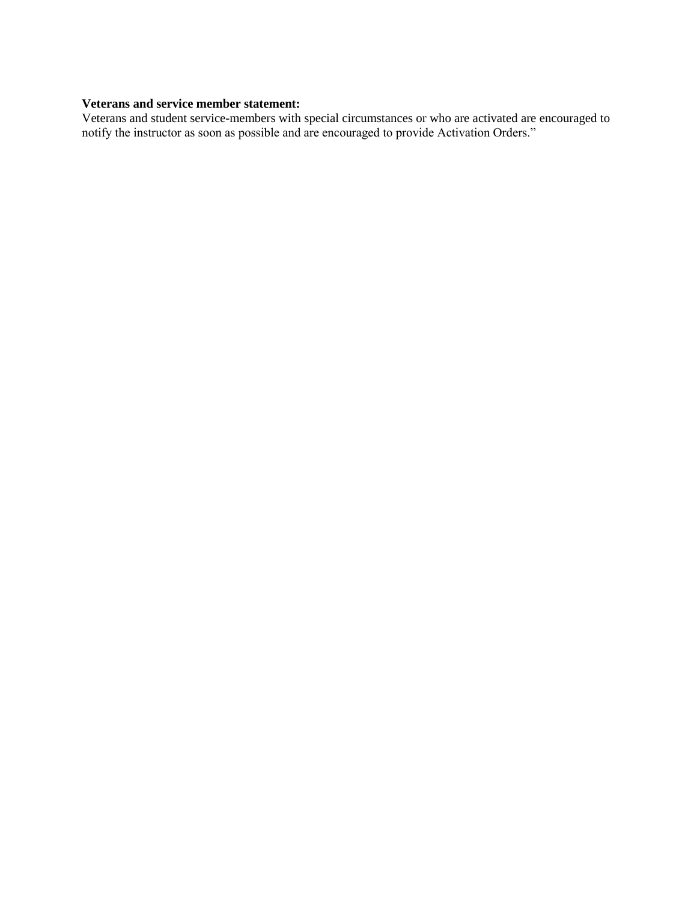**Veterans and service member statement:**
Veterans and student service-members with special circumstances or who are activated are encouraged to notify the instructor as soon as possible and are encouraged to provide Activation Orders."